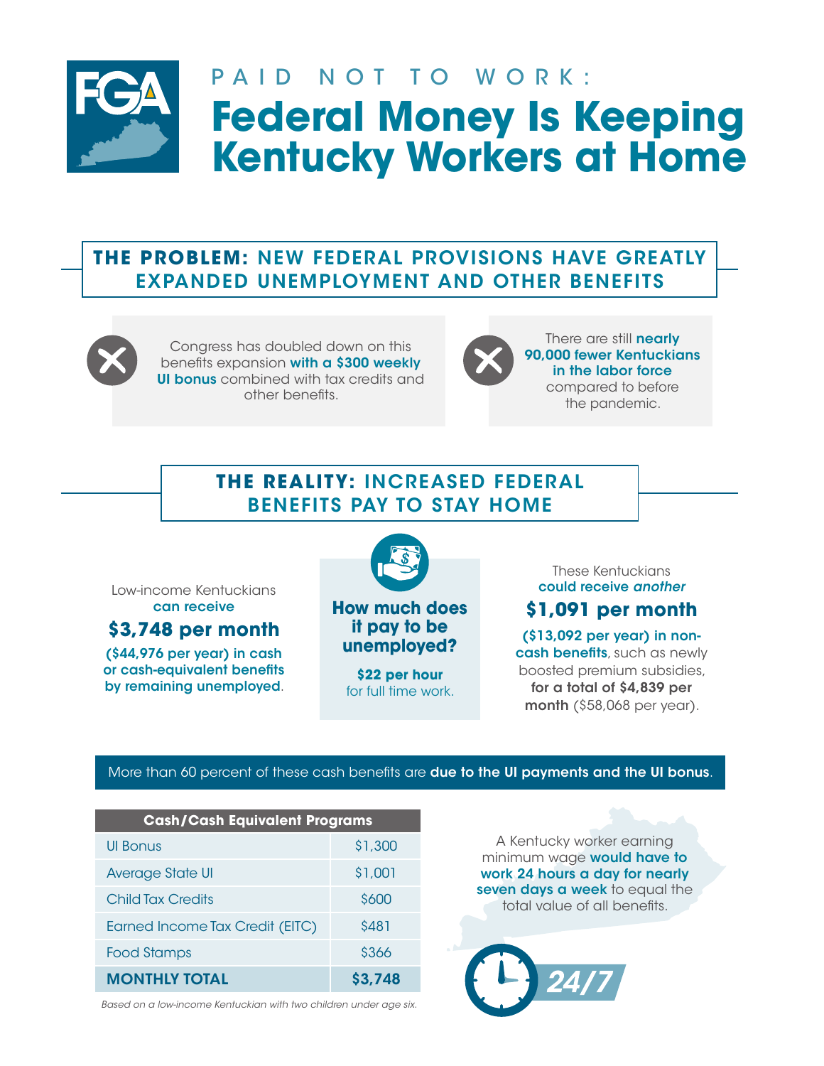# PAID NOT TO WORK: Federal Money Is Keeping Kentucky Workers at Home

## THE PROBLEM: NEW FEDERAL PROVISIONS HAVE GREATLY EXPANDED UNEMPLOYMENT AND OTHER BENEFITS

Congress has doubled down on this benefits expansion **with a $300 weekly UI bonus** combined with tax credits and other benefits.

There are still **nearly 90,000 fewer Kentuckians in the labor force** compared to before the pandemic.

## THE REALITY: INCREASED FEDERAL BENEFITS PAY TO STAY HOME

Low-income Kentuckians **can receive**

**$3,748 per month**

**($44,976 per year) in cash or cash-equivalent benefits by remaining unemployed**.

**How much does it pay to be unemployed?**

**$22 per hour** for full time work.

These Kentuckians **could receive *another***

**$1,091 per month**

**($13,092 per year) in non-cash benefits**, such as newly boosted premium subsidies, **for a total of $4,839 per month** ($58,068 per year).

More than 60 percent of these cash benefits are **due to the UI payments and the UI bonus**.

| Cash/Cash Equivalent Programs | |
|---|---|
| UI Bonus | $1,300 |
| Average State UI | $1,001 |
| Child Tax Credits | $600 |
| Earned Income Tax Credit (EITC) | $481 |
| Food Stamps | $366 |
| **MONTHLY TOTAL** | **$3,748** |

*Based on a low-income Kentuckian with two children under age six.*

A Kentucky worker earning minimum wage **would have to work 24 hours a day for nearly seven days a week** to equal the total value of all benefits.

**24/7**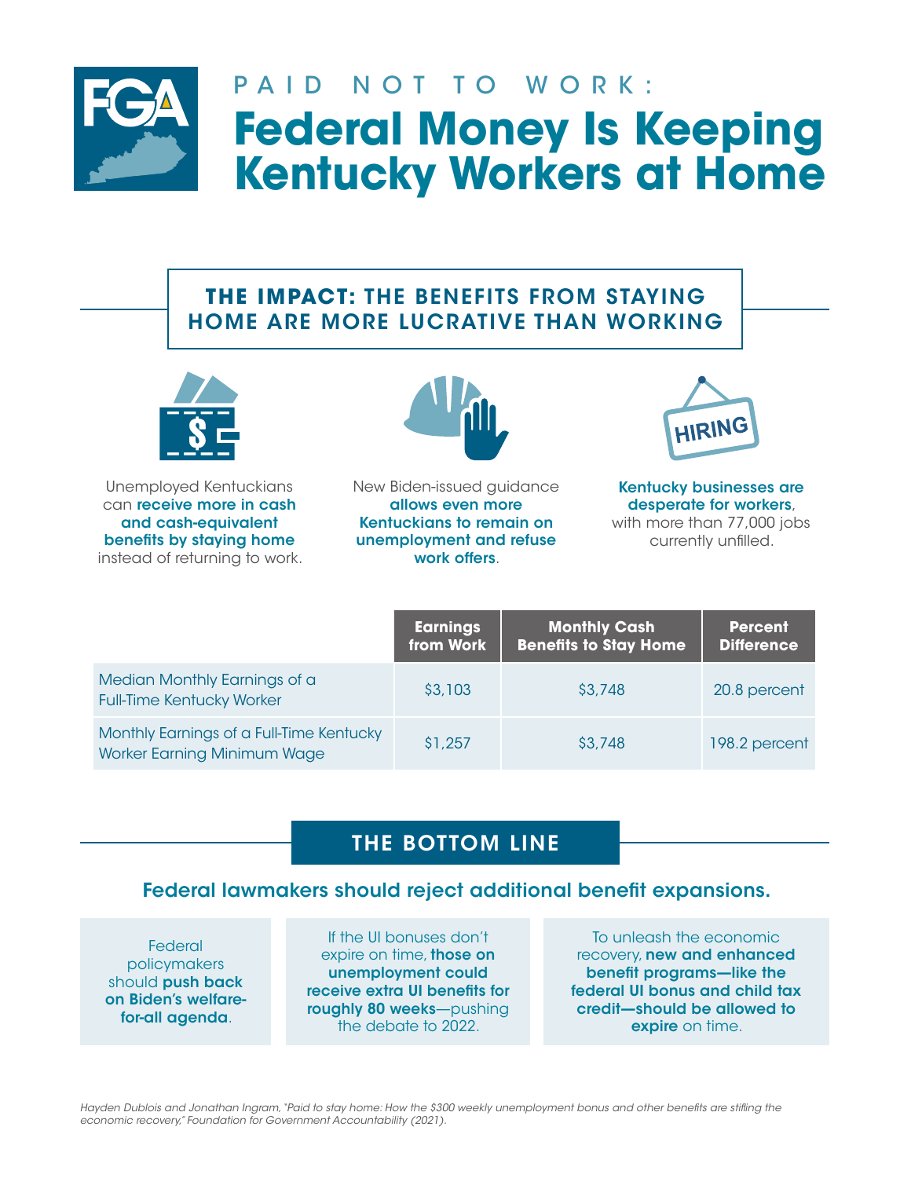# PAID NOT TO WORK: Federal Money Is Keeping Kentucky Workers at Home

## THE IMPACT: THE BENEFITS FROM STAYING HOME ARE MORE LUCRATIVE THAN WORKING

Unemployed Kentuckians can **receive more in cash and cash-equivalent benefits by staying home** instead of returning to work.

New Biden-issued guidance **allows even more Kentuckians to remain on unemployment and refuse work offers**.

**Kentucky businesses are desperate for workers**, with more than 77,000 jobs currently unfilled.

| | Earnings from Work | Monthly Cash Benefits to Stay Home | Percent Difference |
|---|---|---|---|
| Median Monthly Earnings of a Full-Time Kentucky Worker | $3,103 | $3,748 | 20.8 percent |
| Monthly Earnings of a Full-Time Kentucky Worker Earning Minimum Wage | $1,257 | $3,748 | 198.2 percent |

## THE BOTTOM LINE

### Federal lawmakers should reject additional benefit expansions.

Federal policymakers should **push back on Biden's welfare-for-all agenda**.

If the UI bonuses don't expire on time, **those on unemployment could receive extra UI benefits for roughly 80 weeks**—pushing the debate to 2022.

To unleash the economic recovery, **new and enhanced benefit programs—like the federal UI bonus and child tax credit—should be allowed to expire** on time.

*Hayden Dublois and Jonathan Ingram, "Paid to stay home: How the $300 weekly unemployment bonus and other benefits are stifling the economic recovery," Foundation for Government Accountability (2021).*